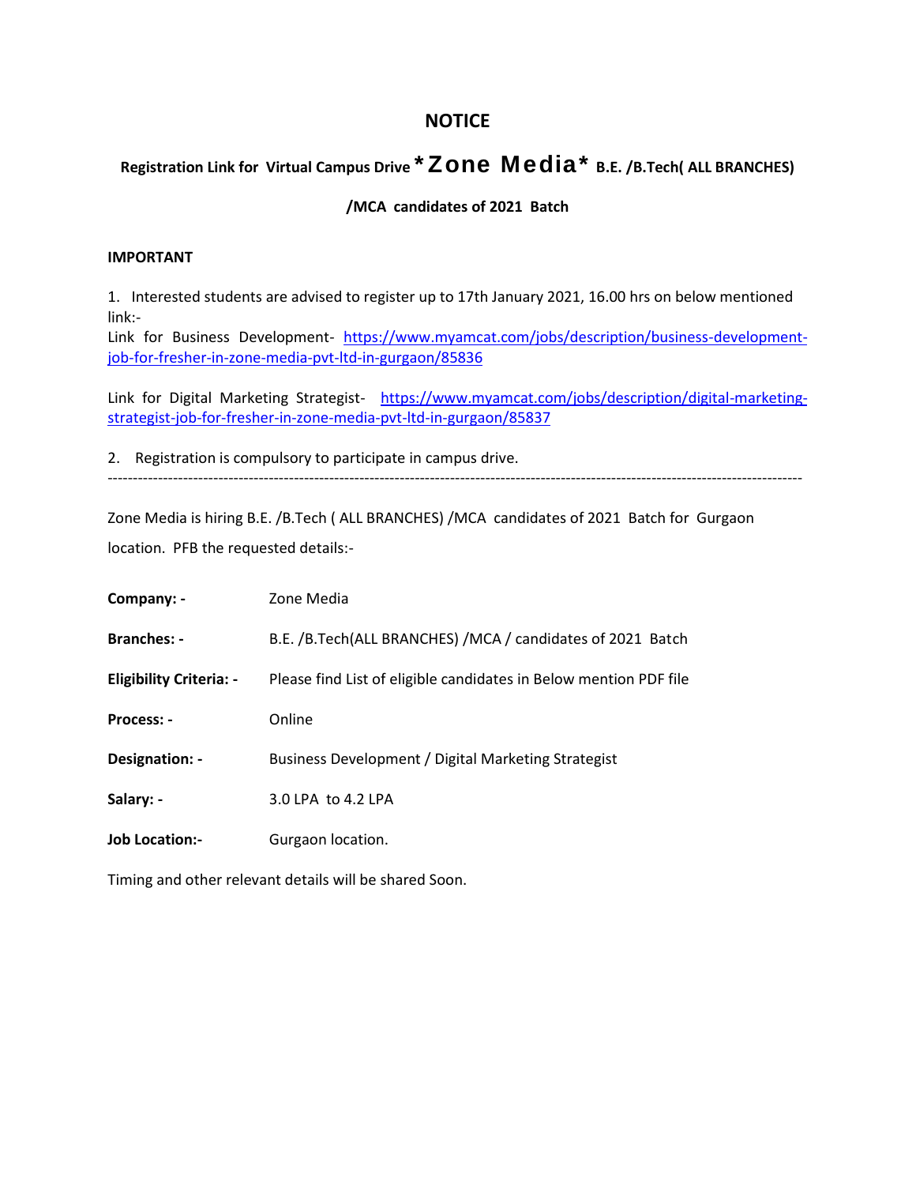# NOTICE

## Registration Link for Virtual Campus Drive *Zone Media* B.E. /B.Tech( ALL BRANCHES) /MCA candidates of 2021 Batch

**IMPORTANT**

1. Interested students are advised to register up to 17th January 2021, 16.00 hrs on below mentioned link:-

Link for Business Development- https://www.myamcat.com/jobs/description/business-development-job-for-fresher-in-zone-media-pvt-ltd-in-gurgaon/85836

Link for Digital Marketing Strategist- https://www.myamcat.com/jobs/description/digital-marketing-strategist-job-for-fresher-in-zone-media-pvt-ltd-in-gurgaon/85837

2. Registration is compulsory to participate in campus drive.

---

Zone Media is hiring B.E. /B.Tech ( ALL BRANCHES) /MCA candidates of 2021 Batch for Gurgaon location. PFB the requested details:-

| | |
|---|---|
| **Company: -** | Zone Media |
| **Branches: -** | B.E. /B.Tech(ALL BRANCHES) /MCA / candidates of 2021 Batch |
| **Eligibility Criteria: -** | Please find List of eligible candidates in Below mention PDF file |
| **Process: -** | Online |
| **Designation: -** | Business Development / Digital Marketing Strategist |
| **Salary: -** | 3.0 LPA to 4.2 LPA |
| **Job Location:-** | Gurgaon location. |

Timing and other relevant details will be shared Soon.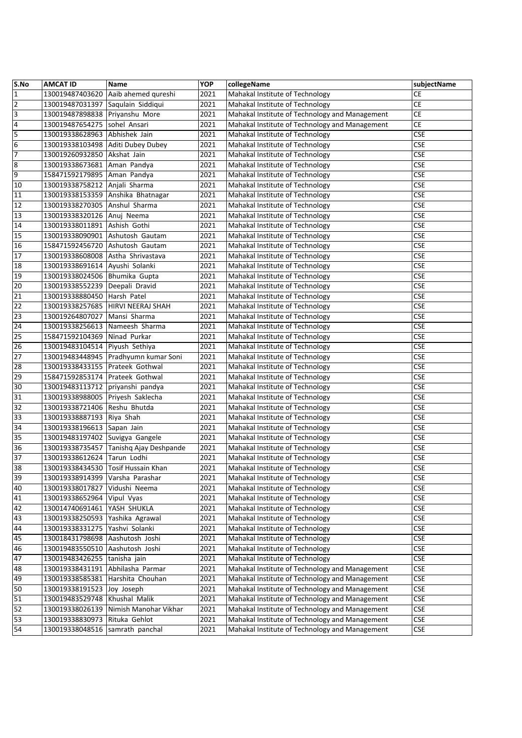| S.No | AMCAT ID | Name | YOP | collegeName | subjectName |
|---|---|---|---|---|---|
| 1 | 130019487403620 | Aaib ahemed qureshi | 2021 | Mahakal Institute of Technology | CE |
| 2 | 130019487031397 | Saqulain Siddiqui | 2021 | Mahakal Institute of Technology | CE |
| 3 | 130019487898838 | Priyanshu More | 2021 | Mahakal Institute of Technology and Management | CE |
| 4 | 130019487654275 | sohel Ansari | 2021 | Mahakal Institute of Technology and Management | CE |
| 5 | 130019338628963 | Abhishek Jain | 2021 | Mahakal Institute of Technology | CSE |
| 6 | 130019338103498 | Aditi Dubey Dubey | 2021 | Mahakal Institute of Technology | CSE |
| 7 | 130019260932850 | Akshat Jain | 2021 | Mahakal Institute of Technology | CSE |
| 8 | 130019338673681 | Aman Pandya | 2021 | Mahakal Institute of Technology | CSE |
| 9 | 158471592179895 | Aman Pandya | 2021 | Mahakal Institute of Technology | CSE |
| 10 | 130019338758212 | Anjali Sharma | 2021 | Mahakal Institute of Technology | CSE |
| 11 | 130019338153359 | Anshika Bhatnagar | 2021 | Mahakal Institute of Technology | CSE |
| 12 | 130019338270305 | Anshul Sharma | 2021 | Mahakal Institute of Technology | CSE |
| 13 | 130019338320126 | Anuj Neema | 2021 | Mahakal Institute of Technology | CSE |
| 14 | 130019338011891 | Ashish Gothi | 2021 | Mahakal Institute of Technology | CSE |
| 15 | 130019338090901 | Ashutosh Gautam | 2021 | Mahakal Institute of Technology | CSE |
| 16 | 158471592456720 | Ashutosh Gautam | 2021 | Mahakal Institute of Technology | CSE |
| 17 | 130019338608008 | Astha Shrivastava | 2021 | Mahakal Institute of Technology | CSE |
| 18 | 130019338691614 | Ayushi Solanki | 2021 | Mahakal Institute of Technology | CSE |
| 19 | 130019338024506 | Bhumika Gupta | 2021 | Mahakal Institute of Technology | CSE |
| 20 | 130019338552239 | Deepali Dravid | 2021 | Mahakal Institute of Technology | CSE |
| 21 | 130019338880450 | Harsh Patel | 2021 | Mahakal Institute of Technology | CSE |
| 22 | 130019338257685 | HIRVI NEERAJ SHAH | 2021 | Mahakal Institute of Technology | CSE |
| 23 | 130019264807027 | Mansi Sharma | 2021 | Mahakal Institute of Technology | CSE |
| 24 | 130019338256613 | Nameesh Sharma | 2021 | Mahakal Institute of Technology | CSE |
| 25 | 158471592104369 | Ninad Purkar | 2021 | Mahakal Institute of Technology | CSE |
| 26 | 130019483104514 | Piyush Sethiya | 2021 | Mahakal Institute of Technology | CSE |
| 27 | 130019483448945 | Pradhyumn kumar Soni | 2021 | Mahakal Institute of Technology | CSE |
| 28 | 130019338433155 | Prateek Gothwal | 2021 | Mahakal Institute of Technology | CSE |
| 29 | 158471592853174 | Prateek Gothwal | 2021 | Mahakal Institute of Technology | CSE |
| 30 | 130019483113712 | priyanshi pandya | 2021 | Mahakal Institute of Technology | CSE |
| 31 | 130019338988005 | Priyesh Saklecha | 2021 | Mahakal Institute of Technology | CSE |
| 32 | 130019338721406 | Reshu Bhutda | 2021 | Mahakal Institute of Technology | CSE |
| 33 | 130019338887193 | Riya Shah | 2021 | Mahakal Institute of Technology | CSE |
| 34 | 130019338196613 | Sapan Jain | 2021 | Mahakal Institute of Technology | CSE |
| 35 | 130019483197402 | Suvigya Gangele | 2021 | Mahakal Institute of Technology | CSE |
| 36 | 130019338735457 | Tanishq Ajay Deshpande | 2021 | Mahakal Institute of Technology | CSE |
| 37 | 130019338612624 | Tarun Lodhi | 2021 | Mahakal Institute of Technology | CSE |
| 38 | 130019338434530 | Tosif Hussain Khan | 2021 | Mahakal Institute of Technology | CSE |
| 39 | 130019338914399 | Varsha Parashar | 2021 | Mahakal Institute of Technology | CSE |
| 40 | 130019338017827 | Vidushi Neema | 2021 | Mahakal Institute of Technology | CSE |
| 41 | 130019338652964 | Vipul Vyas | 2021 | Mahakal Institute of Technology | CSE |
| 42 | 130014740691461 | YASH SHUKLA | 2021 | Mahakal Institute of Technology | CSE |
| 43 | 130019338250593 | Yashika Agrawal | 2021 | Mahakal Institute of Technology | CSE |
| 44 | 130019338331275 | Yashvi Solanki | 2021 | Mahakal Institute of Technology | CSE |
| 45 | 130018431798698 | Aashutosh Joshi | 2021 | Mahakal Institute of Technology | CSE |
| 46 | 130019483550510 | Aashutosh Joshi | 2021 | Mahakal Institute of Technology | CSE |
| 47 | 130019483426255 | tanisha jain | 2021 | Mahakal Institute of Technology | CSE |
| 48 | 130019338431191 | Abhilasha Parmar | 2021 | Mahakal Institute of Technology and Management | CSE |
| 49 | 130019338585381 | Harshita Chouhan | 2021 | Mahakal Institute of Technology and Management | CSE |
| 50 | 130019338191523 | Joy Joseph | 2021 | Mahakal Institute of Technology and Management | CSE |
| 51 | 130019483529748 | Khushal Malik | 2021 | Mahakal Institute of Technology and Management | CSE |
| 52 | 130019338026139 | Nimish Manohar Vikhar | 2021 | Mahakal Institute of Technology and Management | CSE |
| 53 | 130019338830973 | Rituka Gehlot | 2021 | Mahakal Institute of Technology and Management | CSE |
| 54 | 130019338048516 | samrath panchal | 2021 | Mahakal Institute of Technology and Management | CSE |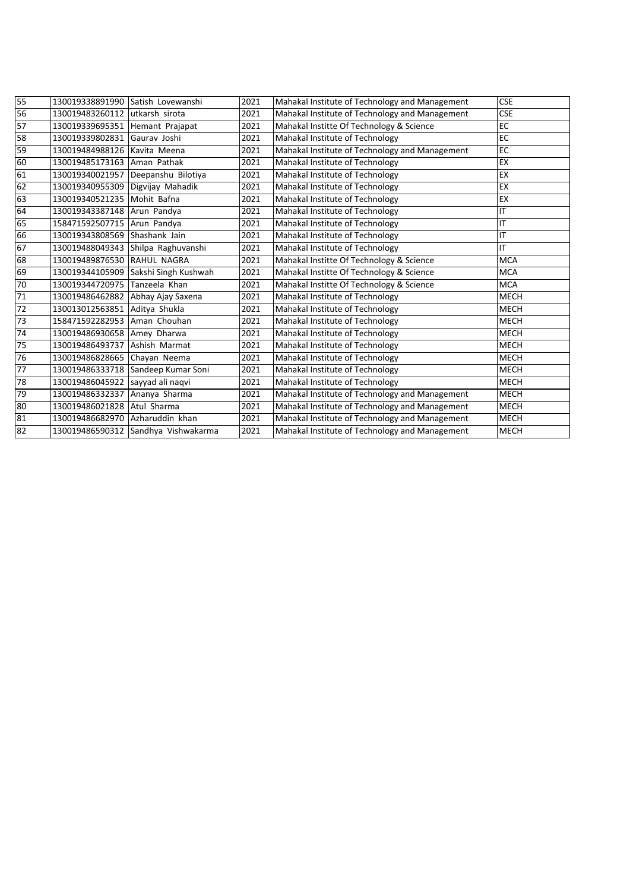| | | | | | |
|---|---|---|---|---|---|
| 55 | 130019338891990 | Satish Lovewanshi | 2021 | Mahakal Institute of Technology and Management | CSE |
| 56 | 130019483260112 | utkarsh sirota | 2021 | Mahakal Institute of Technology and Management | CSE |
| 57 | 130019339695351 | Hemant Prajapat | 2021 | Mahakal Institte Of Technology & Science | EC |
| 58 | 130019339802831 | Gaurav Joshi | 2021 | Mahakal Institute of Technology | EC |
| 59 | 130019484988126 | Kavita Meena | 2021 | Mahakal Institute of Technology and Management | EC |
| 60 | 130019485173163 | Aman Pathak | 2021 | Mahakal Institute of Technology | EX |
| 61 | 130019340021957 | Deepanshu Bilotiya | 2021 | Mahakal Institute of Technology | EX |
| 62 | 130019340955309 | Digvijay Mahadik | 2021 | Mahakal Institute of Technology | EX |
| 63 | 130019340521235 | Mohit Bafna | 2021 | Mahakal Institute of Technology | EX |
| 64 | 130019343387148 | Arun Pandya | 2021 | Mahakal Institute of Technology | IT |
| 65 | 158471592507715 | Arun Pandya | 2021 | Mahakal Institute of Technology | IT |
| 66 | 130019343808569 | Shashank Jain | 2021 | Mahakal Institute of Technology | IT |
| 67 | 130019488049343 | Shilpa Raghuvanshi | 2021 | Mahakal Institute of Technology | IT |
| 68 | 130019489876530 | RAHUL NAGRA | 2021 | Mahakal Institte Of Technology & Science | MCA |
| 69 | 130019344105909 | Sakshi Singh Kushwah | 2021 | Mahakal Institte Of Technology & Science | MCA |
| 70 | 130019344720975 | Tanzeela Khan | 2021 | Mahakal Institte Of Technology & Science | MCA |
| 71 | 130019486462882 | Abhay Ajay Saxena | 2021 | Mahakal Institute of Technology | MECH |
| 72 | 130013012563851 | Aditya Shukla | 2021 | Mahakal Institute of Technology | MECH |
| 73 | 158471592282953 | Aman Chouhan | 2021 | Mahakal Institute of Technology | MECH |
| 74 | 130019486930658 | Amey Dharwa | 2021 | Mahakal Institute of Technology | MECH |
| 75 | 130019486493737 | Ashish Marmat | 2021 | Mahakal Institute of Technology | MECH |
| 76 | 130019486828665 | Chayan Neema | 2021 | Mahakal Institute of Technology | MECH |
| 77 | 130019486333718 | Sandeep Kumar Soni | 2021 | Mahakal Institute of Technology | MECH |
| 78 | 130019486045922 | sayyad ali naqvi | 2021 | Mahakal Institute of Technology | MECH |
| 79 | 130019486332337 | Ananya Sharma | 2021 | Mahakal Institute of Technology and Management | MECH |
| 80 | 130019486021828 | Atul Sharma | 2021 | Mahakal Institute of Technology and Management | MECH |
| 81 | 130019486682970 | Azharuddin khan | 2021 | Mahakal Institute of Technology and Management | MECH |
| 82 | 130019486590312 | Sandhya Vishwakarma | 2021 | Mahakal Institute of Technology and Management | MECH |